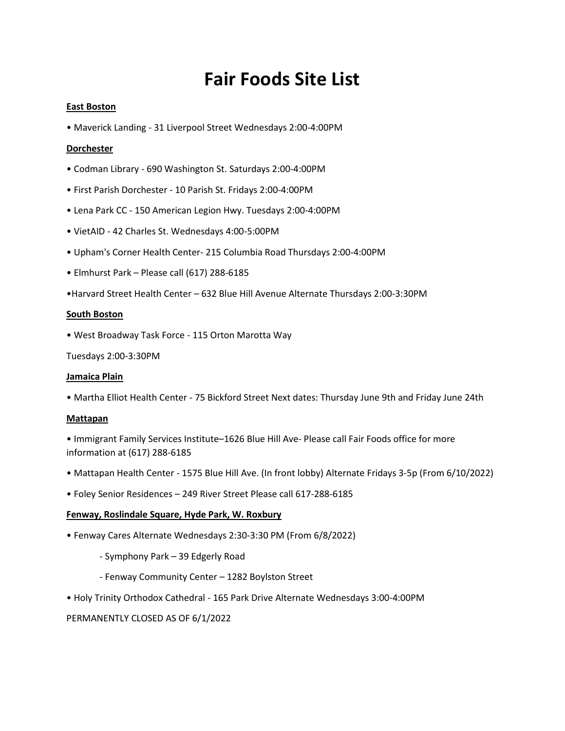# Fair Foods Site List

**East Boston**

- Maverick Landing - 31 Liverpool Street Wednesdays 2:00-4:00PM

**Dorchester**

- Codman Library - 690 Washington St. Saturdays 2:00-4:00PM
- First Parish Dorchester - 10 Parish St. Fridays 2:00-4:00PM
- Lena Park CC - 150 American Legion Hwy. Tuesdays 2:00-4:00PM
- VietAID - 42 Charles St. Wednesdays 4:00-5:00PM
- Upham's Corner Health Center- 215 Columbia Road Thursdays 2:00-4:00PM
- Elmhurst Park – Please call (617) 288-6185
- Harvard Street Health Center – 632 Blue Hill Avenue Alternate Thursdays 2:00-3:30PM

**South Boston**

- West Broadway Task Force - 115 Orton Marotta Way

Tuesdays 2:00-3:30PM

**Jamaica Plain**

- Martha Elliot Health Center - 75 Bickford Street Next dates: Thursday June 9th and Friday June 24th

**Mattapan**

- Immigrant Family Services Institute–1626 Blue Hill Ave- Please call Fair Foods office for more information at (617) 288-6185
- Mattapan Health Center - 1575 Blue Hill Ave. (In front lobby) Alternate Fridays 3-5p (From 6/10/2022)
- Foley Senior Residences – 249 River Street Please call 617-288-6185

**Fenway, Roslindale Square, Hyde Park, W. Roxbury**

- Fenway Cares Alternate Wednesdays 2:30-3:30 PM (From 6/8/2022)
  - Symphony Park – 39 Edgerly Road
  - Fenway Community Center – 1282 Boylston Street
- Holy Trinity Orthodox Cathedral - 165 Park Drive Alternate Wednesdays 3:00-4:00PM

PERMANENTLY CLOSED AS OF 6/1/2022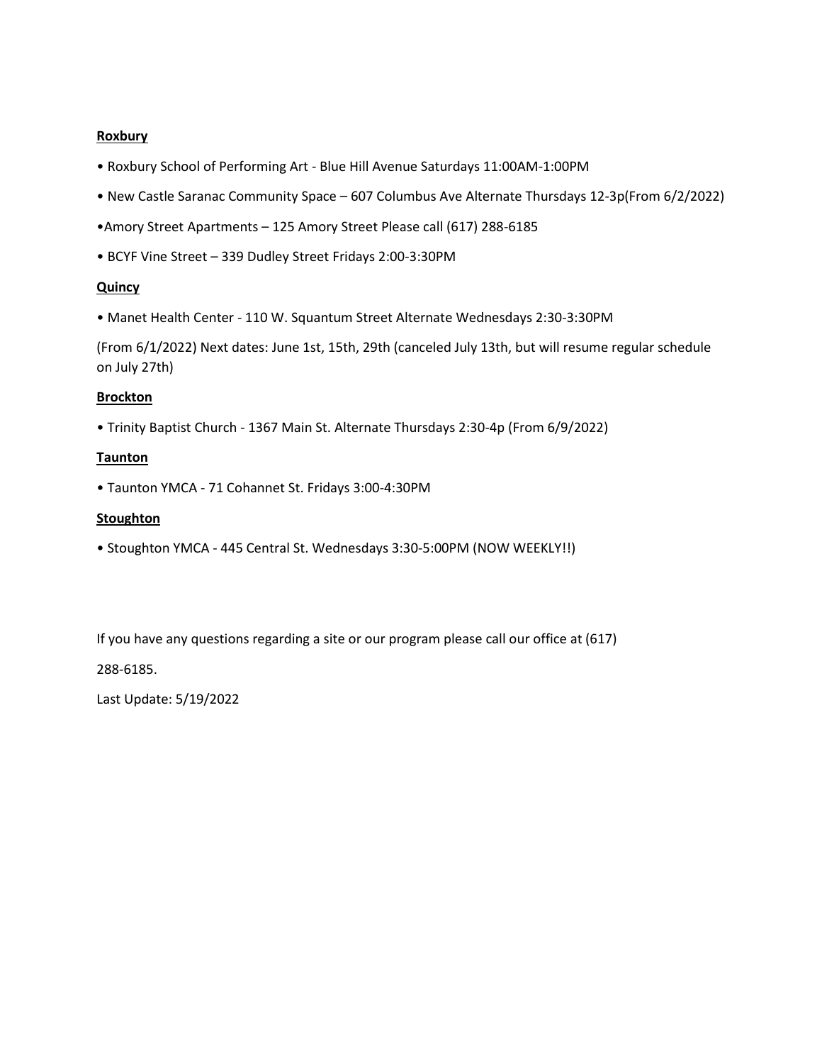**Roxbury**

- Roxbury School of Performing Art - Blue Hill Avenue Saturdays 11:00AM-1:00PM
- New Castle Saranac Community Space – 607 Columbus Ave Alternate Thursdays 12-3p(From 6/2/2022)
- Amory Street Apartments – 125 Amory Street Please call (617) 288-6185
- BCYF Vine Street – 339 Dudley Street Fridays 2:00-3:30PM

**Quincy**

- Manet Health Center - 110 W. Squantum Street Alternate Wednesdays 2:30-3:30PM

(From 6/1/2022) Next dates: June 1st, 15th, 29th (canceled July 13th, but will resume regular schedule on July 27th)

**Brockton**

- Trinity Baptist Church - 1367 Main St. Alternate Thursdays 2:30-4p (From 6/9/2022)

**Taunton**

- Taunton YMCA - 71 Cohannet St. Fridays 3:00-4:30PM

**Stoughton**

- Stoughton YMCA - 445 Central St. Wednesdays 3:30-5:00PM (NOW WEEKLY!!)

If you have any questions regarding a site or our program please call our office at (617) 288-6185.

Last Update: 5/19/2022